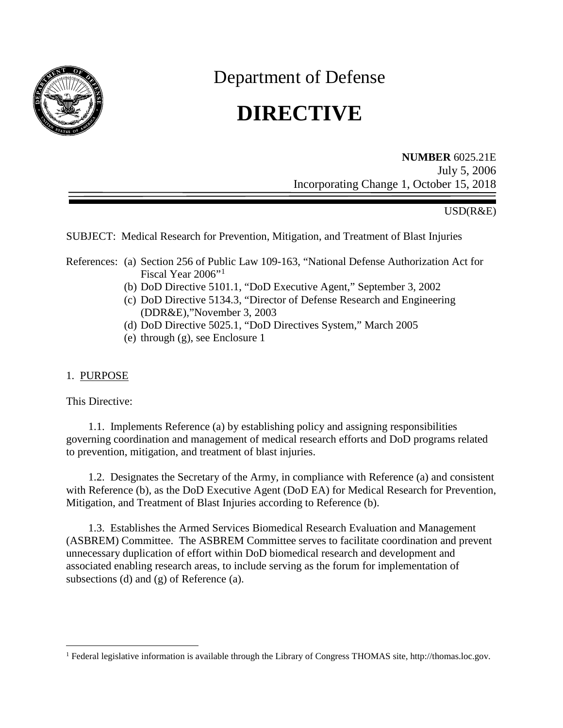Department of Defense

# DIRECTIVE

**NUMBER** 6025.21E
July 5, 2006
Incorporating Change 1, October 15, 2018

USD(R&E)

SUBJECT: Medical Research for Prevention, Mitigation, and Treatment of Blast Injuries

References:
- (a) Section 256 of Public Law 109-163, "National Defense Authorization Act for Fiscal Year 2006"[1]
- (b) DoD Directive 5101.1, "DoD Executive Agent," September 3, 2002
- (c) DoD Directive 5134.3, "Director of Defense Research and Engineering (DDR&E),"November 3, 2003
- (d) DoD Directive 5025.1, "DoD Directives System," March 2005
- (e) through (g), see Enclosure 1

## 1. PURPOSE

This Directive:

1.1. Implements Reference (a) by establishing policy and assigning responsibilities governing coordination and management of medical research efforts and DoD programs related to prevention, mitigation, and treatment of blast injuries.

1.2. Designates the Secretary of the Army, in compliance with Reference (a) and consistent with Reference (b), as the DoD Executive Agent (DoD EA) for Medical Research for Prevention, Mitigation, and Treatment of Blast Injuries according to Reference (b).

1.3. Establishes the Armed Services Biomedical Research Evaluation and Management (ASBREM) Committee. The ASBREM Committee serves to facilitate coordination and prevent unnecessary duplication of effort within DoD biomedical research and development and associated enabling research areas, to include serving as the forum for implementation of subsections (d) and (g) of Reference (a).

[1] Federal legislative information is available through the Library of Congress THOMAS site, http://thomas.loc.gov.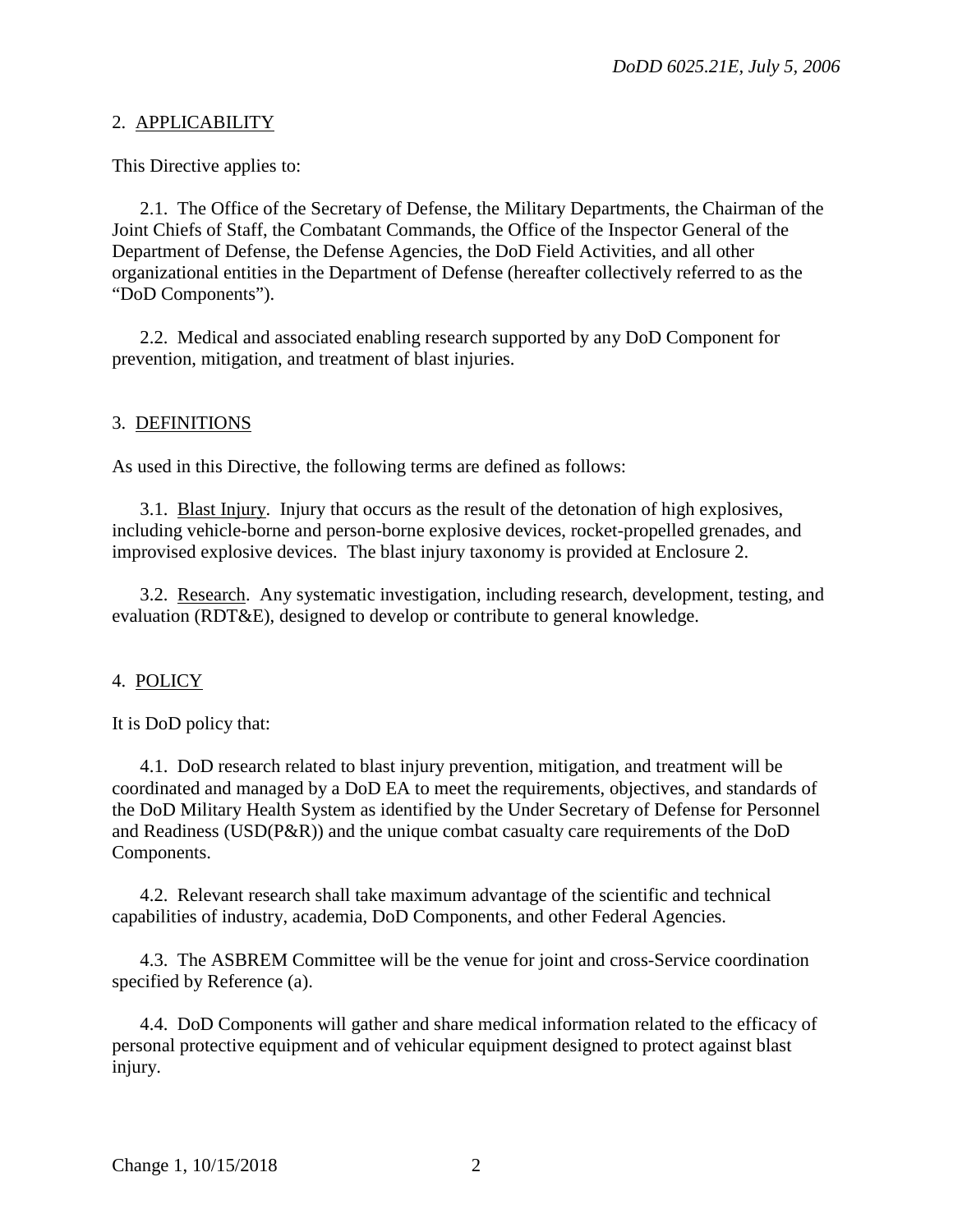## 2. APPLICABILITY

This Directive applies to:

2.1. The Office of the Secretary of Defense, the Military Departments, the Chairman of the Joint Chiefs of Staff, the Combatant Commands, the Office of the Inspector General of the Department of Defense, the Defense Agencies, the DoD Field Activities, and all other organizational entities in the Department of Defense (hereafter collectively referred to as the "DoD Components").

2.2. Medical and associated enabling research supported by any DoD Component for prevention, mitigation, and treatment of blast injuries.

## 3. DEFINITIONS

As used in this Directive, the following terms are defined as follows:

3.1. Blast Injury. Injury that occurs as the result of the detonation of high explosives, including vehicle-borne and person-borne explosive devices, rocket-propelled grenades, and improvised explosive devices. The blast injury taxonomy is provided at Enclosure 2.

3.2. Research. Any systematic investigation, including research, development, testing, and evaluation (RDT&E), designed to develop or contribute to general knowledge.

## 4. POLICY

It is DoD policy that:

4.1. DoD research related to blast injury prevention, mitigation, and treatment will be coordinated and managed by a DoD EA to meet the requirements, objectives, and standards of the DoD Military Health System as identified by the Under Secretary of Defense for Personnel and Readiness (USD(P&R)) and the unique combat casualty care requirements of the DoD Components.

4.2. Relevant research shall take maximum advantage of the scientific and technical capabilities of industry, academia, DoD Components, and other Federal Agencies.

4.3. The ASBREM Committee will be the venue for joint and cross-Service coordination specified by Reference (a).

4.4. DoD Components will gather and share medical information related to the efficacy of personal protective equipment and of vehicular equipment designed to protect against blast injury.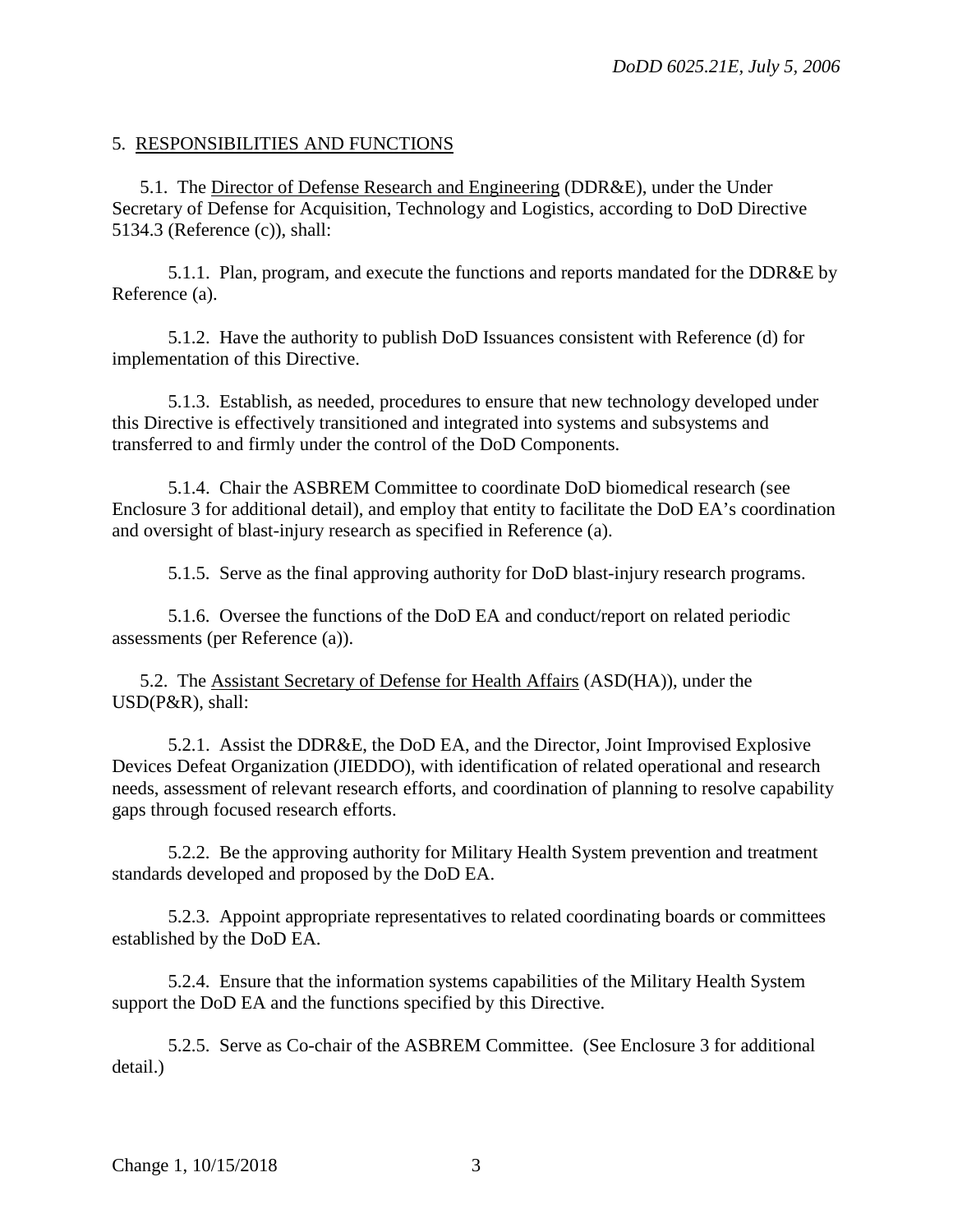## 5. RESPONSIBILITIES AND FUNCTIONS

5.1. The Director of Defense Research and Engineering (DDR&E), under the Under Secretary of Defense for Acquisition, Technology and Logistics, according to DoD Directive 5134.3 (Reference (c)), shall:

5.1.1. Plan, program, and execute the functions and reports mandated for the DDR&E by Reference (a).

5.1.2. Have the authority to publish DoD Issuances consistent with Reference (d) for implementation of this Directive.

5.1.3. Establish, as needed, procedures to ensure that new technology developed under this Directive is effectively transitioned and integrated into systems and subsystems and transferred to and firmly under the control of the DoD Components.

5.1.4. Chair the ASBREM Committee to coordinate DoD biomedical research (see Enclosure 3 for additional detail), and employ that entity to facilitate the DoD EA's coordination and oversight of blast-injury research as specified in Reference (a).

5.1.5. Serve as the final approving authority for DoD blast-injury research programs.

5.1.6. Oversee the functions of the DoD EA and conduct/report on related periodic assessments (per Reference (a)).

5.2. The Assistant Secretary of Defense for Health Affairs (ASD(HA)), under the USD(P&R), shall:

5.2.1. Assist the DDR&E, the DoD EA, and the Director, Joint Improvised Explosive Devices Defeat Organization (JIEDDO), with identification of related operational and research needs, assessment of relevant research efforts, and coordination of planning to resolve capability gaps through focused research efforts.

5.2.2. Be the approving authority for Military Health System prevention and treatment standards developed and proposed by the DoD EA.

5.2.3. Appoint appropriate representatives to related coordinating boards or committees established by the DoD EA.

5.2.4. Ensure that the information systems capabilities of the Military Health System support the DoD EA and the functions specified by this Directive.

5.2.5. Serve as Co-chair of the ASBREM Committee. (See Enclosure 3 for additional detail.)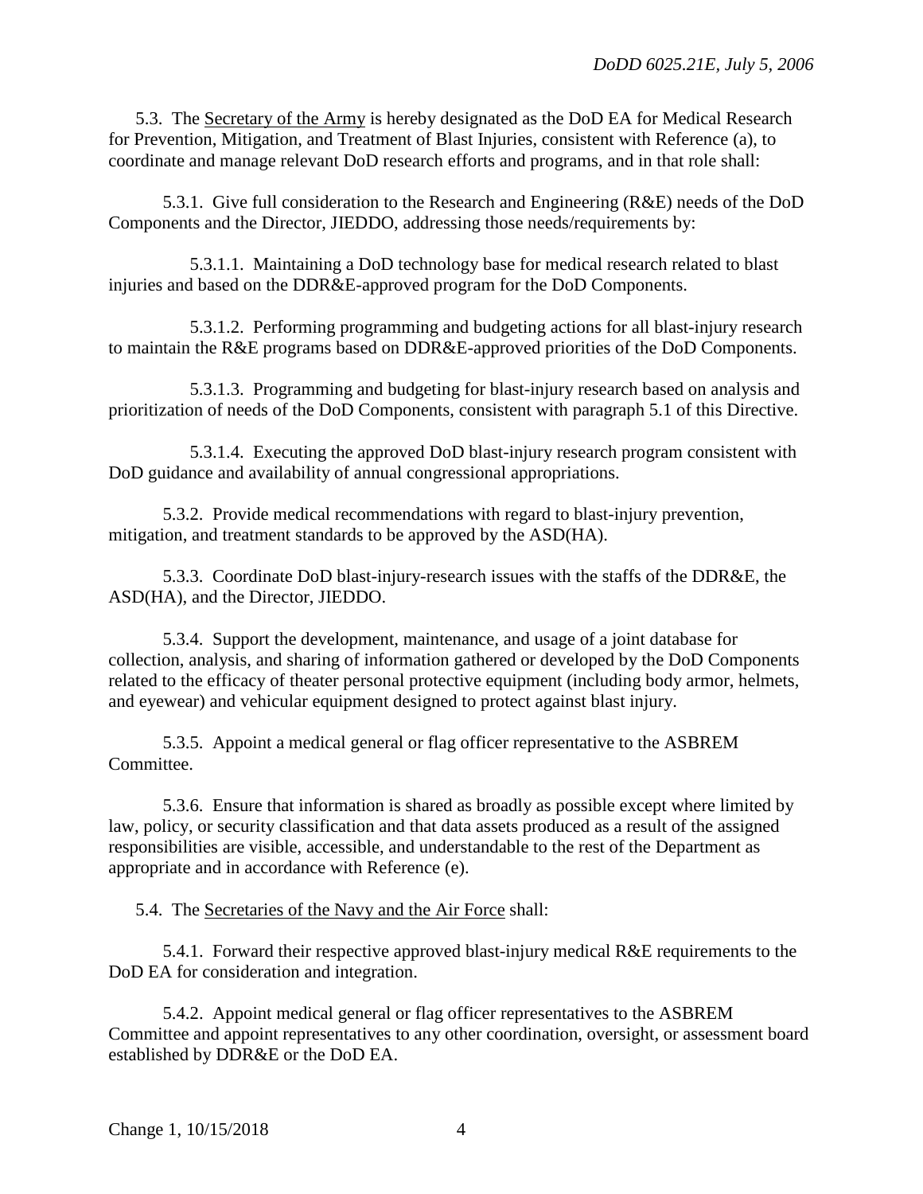5.3. The Secretary of the Army is hereby designated as the DoD EA for Medical Research for Prevention, Mitigation, and Treatment of Blast Injuries, consistent with Reference (a), to coordinate and manage relevant DoD research efforts and programs, and in that role shall:

5.3.1. Give full consideration to the Research and Engineering (R&E) needs of the DoD Components and the Director, JIEDDO, addressing those needs/requirements by:

5.3.1.1. Maintaining a DoD technology base for medical research related to blast injuries and based on the DDR&E-approved program for the DoD Components.

5.3.1.2. Performing programming and budgeting actions for all blast-injury research to maintain the R&E programs based on DDR&E-approved priorities of the DoD Components.

5.3.1.3. Programming and budgeting for blast-injury research based on analysis and prioritization of needs of the DoD Components, consistent with paragraph 5.1 of this Directive.

5.3.1.4. Executing the approved DoD blast-injury research program consistent with DoD guidance and availability of annual congressional appropriations.

5.3.2. Provide medical recommendations with regard to blast-injury prevention, mitigation, and treatment standards to be approved by the ASD(HA).

5.3.3. Coordinate DoD blast-injury-research issues with the staffs of the DDR&E, the ASD(HA), and the Director, JIEDDO.

5.3.4. Support the development, maintenance, and usage of a joint database for collection, analysis, and sharing of information gathered or developed by the DoD Components related to the efficacy of theater personal protective equipment (including body armor, helmets, and eyewear) and vehicular equipment designed to protect against blast injury.

5.3.5. Appoint a medical general or flag officer representative to the ASBREM Committee.

5.3.6. Ensure that information is shared as broadly as possible except where limited by law, policy, or security classification and that data assets produced as a result of the assigned responsibilities are visible, accessible, and understandable to the rest of the Department as appropriate and in accordance with Reference (e).

5.4. The Secretaries of the Navy and the Air Force shall:

5.4.1. Forward their respective approved blast-injury medical R&E requirements to the DoD EA for consideration and integration.

5.4.2. Appoint medical general or flag officer representatives to the ASBREM Committee and appoint representatives to any other coordination, oversight, or assessment board established by DDR&E or the DoD EA.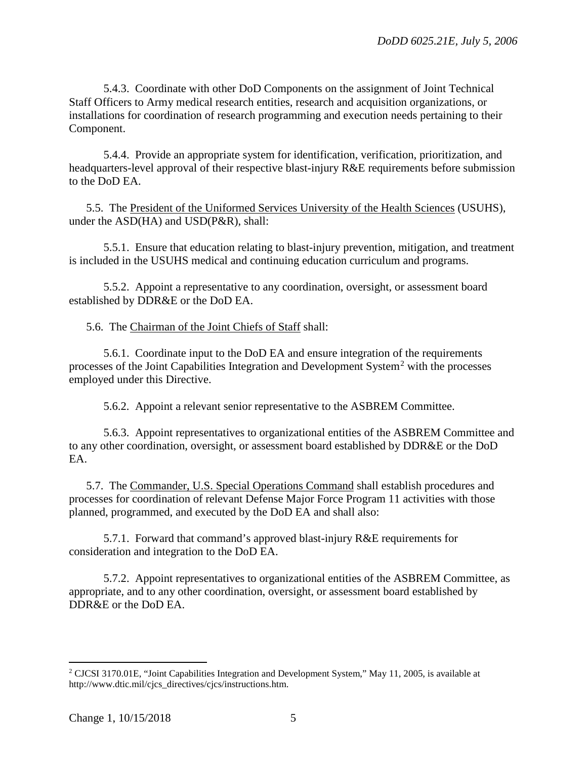5.4.3. Coordinate with other DoD Components on the assignment of Joint Technical Staff Officers to Army medical research entities, research and acquisition organizations, or installations for coordination of research programming and execution needs pertaining to their Component.

5.4.4. Provide an appropriate system for identification, verification, prioritization, and headquarters-level approval of their respective blast-injury R&E requirements before submission to the DoD EA.

5.5. The <u>President of the Uniformed Services University of the Health Sciences</u> (USUHS), under the ASD(HA) and USD(P&R), shall:

5.5.1. Ensure that education relating to blast-injury prevention, mitigation, and treatment is included in the USUHS medical and continuing education curriculum and programs.

5.5.2. Appoint a representative to any coordination, oversight, or assessment board established by DDR&E or the DoD EA.

5.6. The <u>Chairman of the Joint Chiefs of Staff</u> shall:

5.6.1. Coordinate input to the DoD EA and ensure integration of the requirements processes of the Joint Capabilities Integration and Development System[2] with the processes employed under this Directive.

5.6.2. Appoint a relevant senior representative to the ASBREM Committee.

5.6.3. Appoint representatives to organizational entities of the ASBREM Committee and to any other coordination, oversight, or assessment board established by DDR&E or the DoD EA.

5.7. The <u>Commander, U.S. Special Operations Command</u> shall establish procedures and processes for coordination of relevant Defense Major Force Program 11 activities with those planned, programmed, and executed by the DoD EA and shall also:

5.7.1. Forward that command's approved blast-injury R&E requirements for consideration and integration to the DoD EA.

5.7.2. Appoint representatives to organizational entities of the ASBREM Committee, as appropriate, and to any other coordination, oversight, or assessment board established by DDR&E or the DoD EA.

---

[2] CJCSI 3170.01E, "Joint Capabilities Integration and Development System," May 11, 2005, is available at http://www.dtic.mil/cjcs_directives/cjcs/instructions.htm.

Change 1, 10/15/2018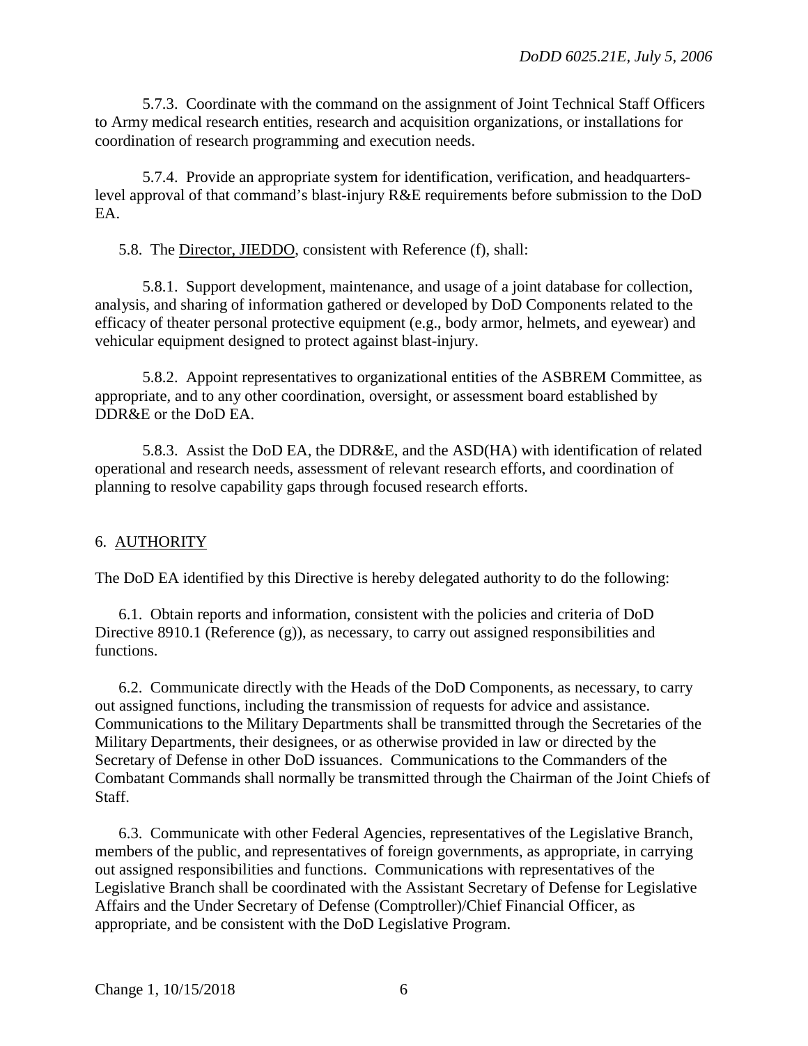5.7.3. Coordinate with the command on the assignment of Joint Technical Staff Officers to Army medical research entities, research and acquisition organizations, or installations for coordination of research programming and execution needs.

5.7.4. Provide an appropriate system for identification, verification, and headquarters-level approval of that command's blast-injury R&E requirements before submission to the DoD EA.

5.8. The Director, JIEDDO, consistent with Reference (f), shall:

5.8.1. Support development, maintenance, and usage of a joint database for collection, analysis, and sharing of information gathered or developed by DoD Components related to the efficacy of theater personal protective equipment (e.g., body armor, helmets, and eyewear) and vehicular equipment designed to protect against blast-injury.

5.8.2. Appoint representatives to organizational entities of the ASBREM Committee, as appropriate, and to any other coordination, oversight, or assessment board established by DDR&E or the DoD EA.

5.8.3. Assist the DoD EA, the DDR&E, and the ASD(HA) with identification of related operational and research needs, assessment of relevant research efforts, and coordination of planning to resolve capability gaps through focused research efforts.

## 6. AUTHORITY

The DoD EA identified by this Directive is hereby delegated authority to do the following:

6.1. Obtain reports and information, consistent with the policies and criteria of DoD Directive 8910.1 (Reference (g)), as necessary, to carry out assigned responsibilities and functions.

6.2. Communicate directly with the Heads of the DoD Components, as necessary, to carry out assigned functions, including the transmission of requests for advice and assistance. Communications to the Military Departments shall be transmitted through the Secretaries of the Military Departments, their designees, or as otherwise provided in law or directed by the Secretary of Defense in other DoD issuances. Communications to the Commanders of the Combatant Commands shall normally be transmitted through the Chairman of the Joint Chiefs of Staff.

6.3. Communicate with other Federal Agencies, representatives of the Legislative Branch, members of the public, and representatives of foreign governments, as appropriate, in carrying out assigned responsibilities and functions. Communications with representatives of the Legislative Branch shall be coordinated with the Assistant Secretary of Defense for Legislative Affairs and the Under Secretary of Defense (Comptroller)/Chief Financial Officer, as appropriate, and be consistent with the DoD Legislative Program.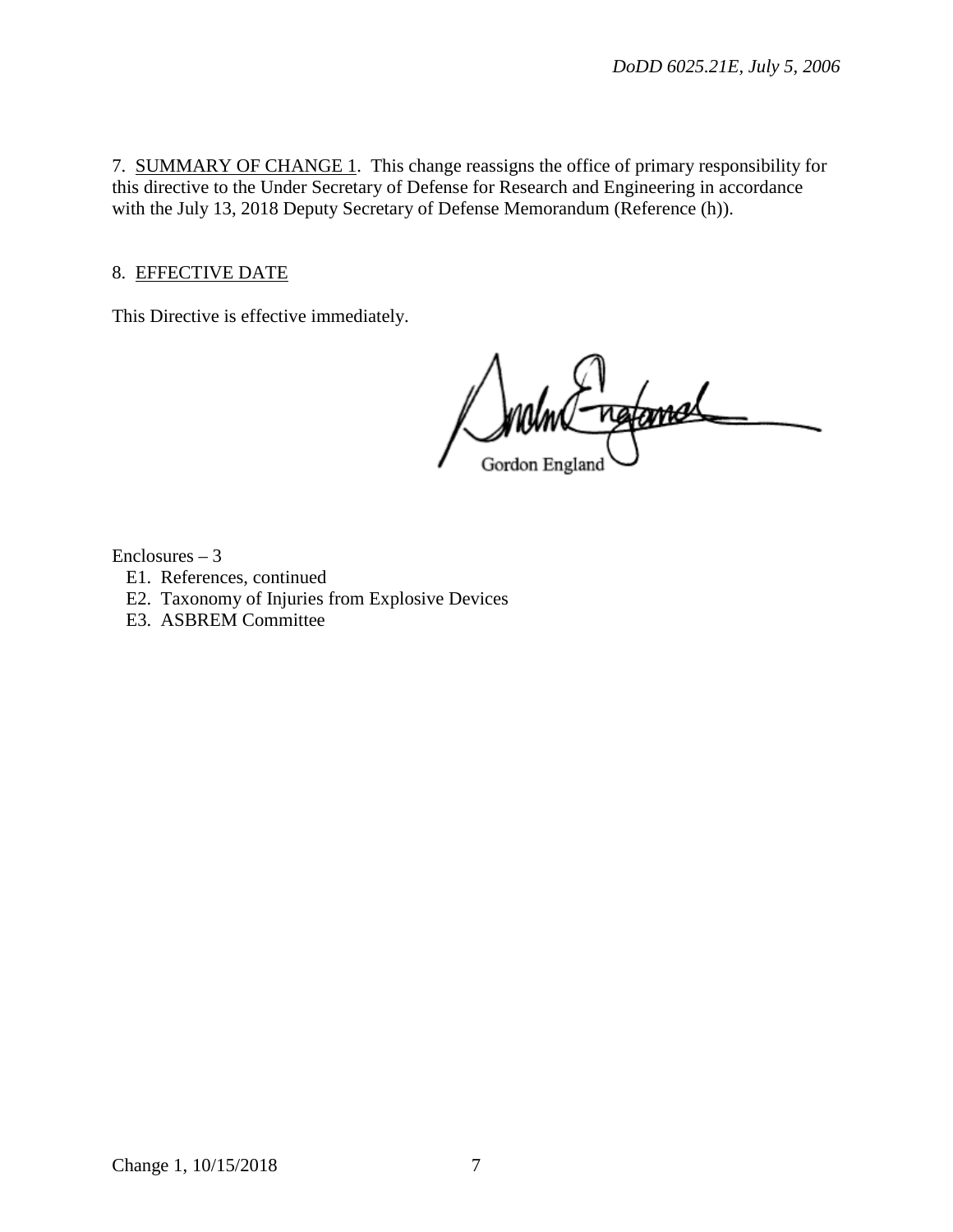7. <u>SUMMARY OF CHANGE 1</u>. This change reassigns the office of primary responsibility for this directive to the Under Secretary of Defense for Research and Engineering in accordance with the July 13, 2018 Deputy Secretary of Defense Memorandum (Reference (h)).

8. <u>EFFECTIVE DATE</u>

This Directive is effective immediately.

Gordon England

Enclosures – 3
E1. References, continued
E2. Taxonomy of Injuries from Explosive Devices
E3. ASBREM Committee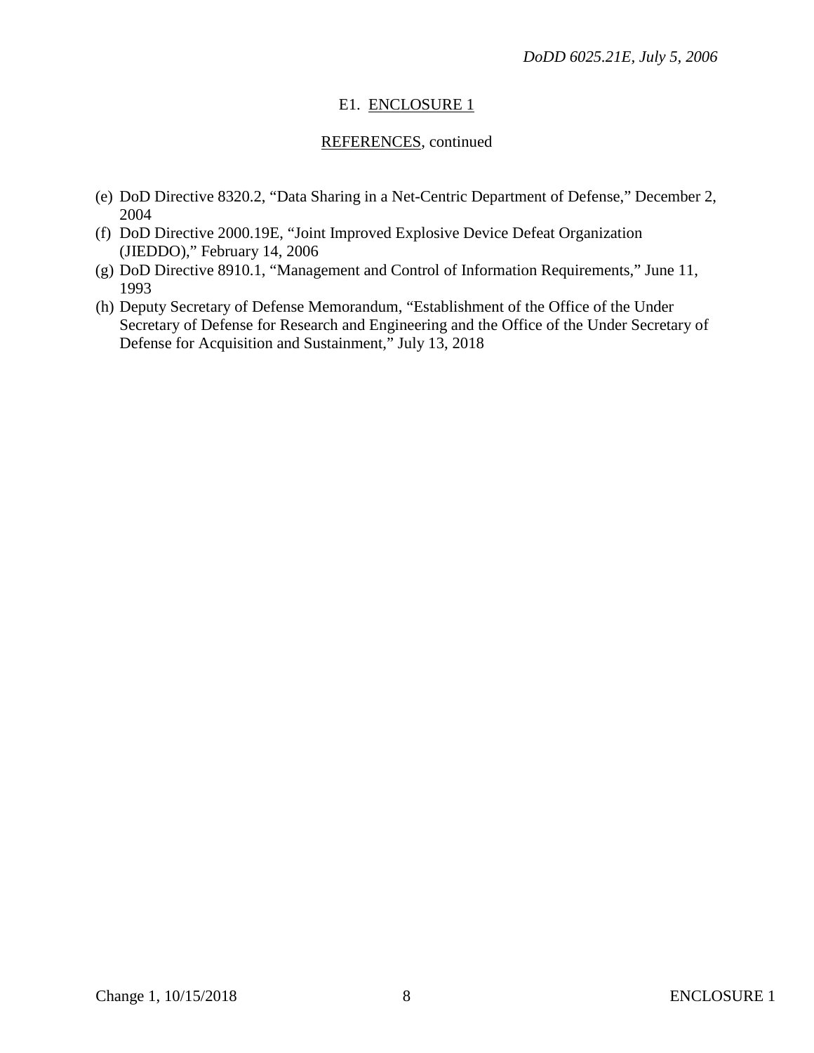## E1. ENCLOSURE 1

### REFERENCES, continued

(e) DoD Directive 8320.2, "Data Sharing in a Net-Centric Department of Defense," December 2, 2004

(f) DoD Directive 2000.19E, "Joint Improved Explosive Device Defeat Organization (JIEDDO)," February 14, 2006

(g) DoD Directive 8910.1, "Management and Control of Information Requirements," June 11, 1993

(h) Deputy Secretary of Defense Memorandum, "Establishment of the Office of the Under Secretary of Defense for Research and Engineering and the Office of the Under Secretary of Defense for Acquisition and Sustainment," July 13, 2018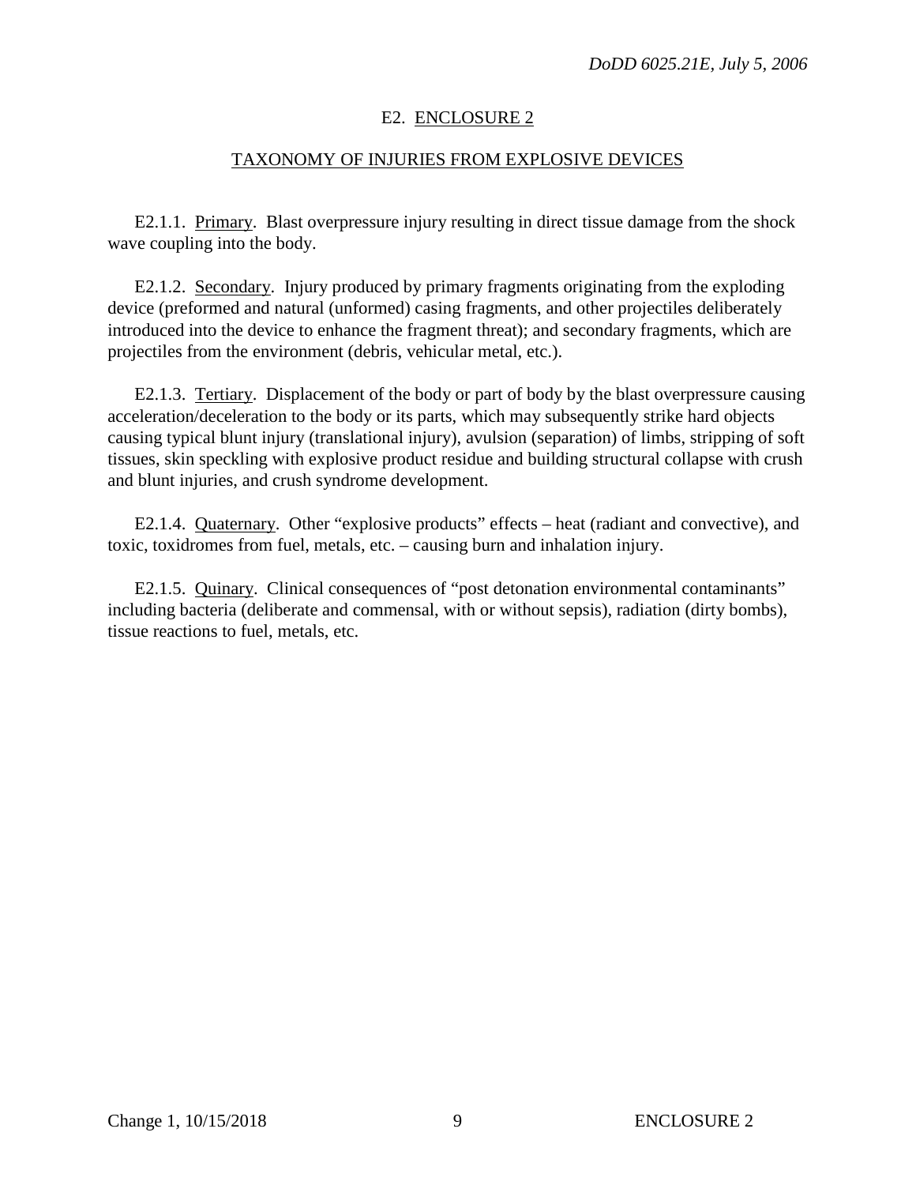# E2. ENCLOSURE 2

## TAXONOMY OF INJURIES FROM EXPLOSIVE DEVICES

E2.1.1. Primary. Blast overpressure injury resulting in direct tissue damage from the shock wave coupling into the body.

E2.1.2. Secondary. Injury produced by primary fragments originating from the exploding device (preformed and natural (unformed) casing fragments, and other projectiles deliberately introduced into the device to enhance the fragment threat); and secondary fragments, which are projectiles from the environment (debris, vehicular metal, etc.).

E2.1.3. Tertiary. Displacement of the body or part of body by the blast overpressure causing acceleration/deceleration to the body or its parts, which may subsequently strike hard objects causing typical blunt injury (translational injury), avulsion (separation) of limbs, stripping of soft tissues, skin speckling with explosive product residue and building structural collapse with crush and blunt injuries, and crush syndrome development.

E2.1.4. Quaternary. Other "explosive products" effects – heat (radiant and convective), and toxic, toxidromes from fuel, metals, etc. – causing burn and inhalation injury.

E2.1.5. Quinary. Clinical consequences of "post detonation environmental contaminants" including bacteria (deliberate and commensal, with or without sepsis), radiation (dirty bombs), tissue reactions to fuel, metals, etc.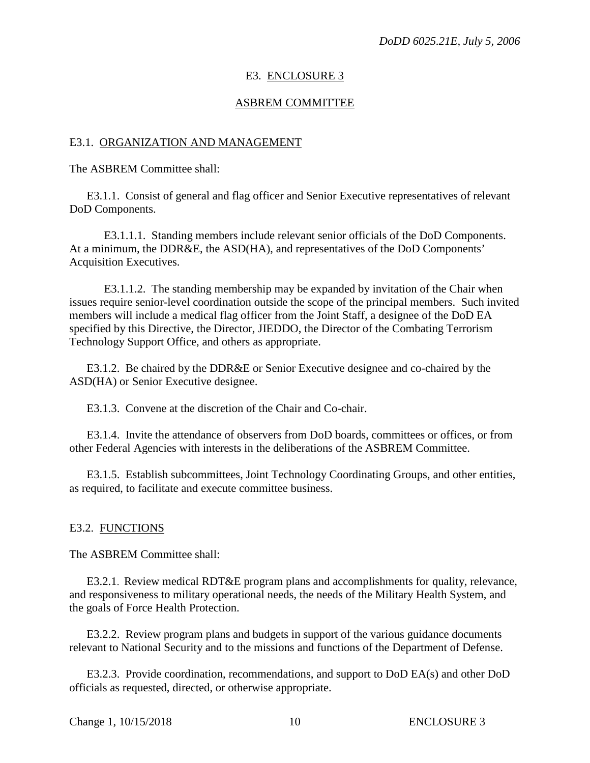## E3. ENCLOSURE 3

## ASBREM COMMITTEE

### E3.1. ORGANIZATION AND MANAGEMENT

The ASBREM Committee shall:

E3.1.1. Consist of general and flag officer and Senior Executive representatives of relevant DoD Components.

E3.1.1.1. Standing members include relevant senior officials of the DoD Components. At a minimum, the DDR&E, the ASD(HA), and representatives of the DoD Components' Acquisition Executives.

E3.1.1.2. The standing membership may be expanded by invitation of the Chair when issues require senior-level coordination outside the scope of the principal members. Such invited members will include a medical flag officer from the Joint Staff, a designee of the DoD EA specified by this Directive, the Director, JIEDDO, the Director of the Combating Terrorism Technology Support Office, and others as appropriate.

E3.1.2. Be chaired by the DDR&E or Senior Executive designee and co-chaired by the ASD(HA) or Senior Executive designee.

E3.1.3. Convene at the discretion of the Chair and Co-chair.

E3.1.4. Invite the attendance of observers from DoD boards, committees or offices, or from other Federal Agencies with interests in the deliberations of the ASBREM Committee.

E3.1.5. Establish subcommittees, Joint Technology Coordinating Groups, and other entities, as required, to facilitate and execute committee business.

### E3.2. FUNCTIONS

The ASBREM Committee shall:

E3.2.1. Review medical RDT&E program plans and accomplishments for quality, relevance, and responsiveness to military operational needs, the needs of the Military Health System, and the goals of Force Health Protection.

E3.2.2. Review program plans and budgets in support of the various guidance documents relevant to National Security and to the missions and functions of the Department of Defense.

E3.2.3. Provide coordination, recommendations, and support to DoD EA(s) and other DoD officials as requested, directed, or otherwise appropriate.